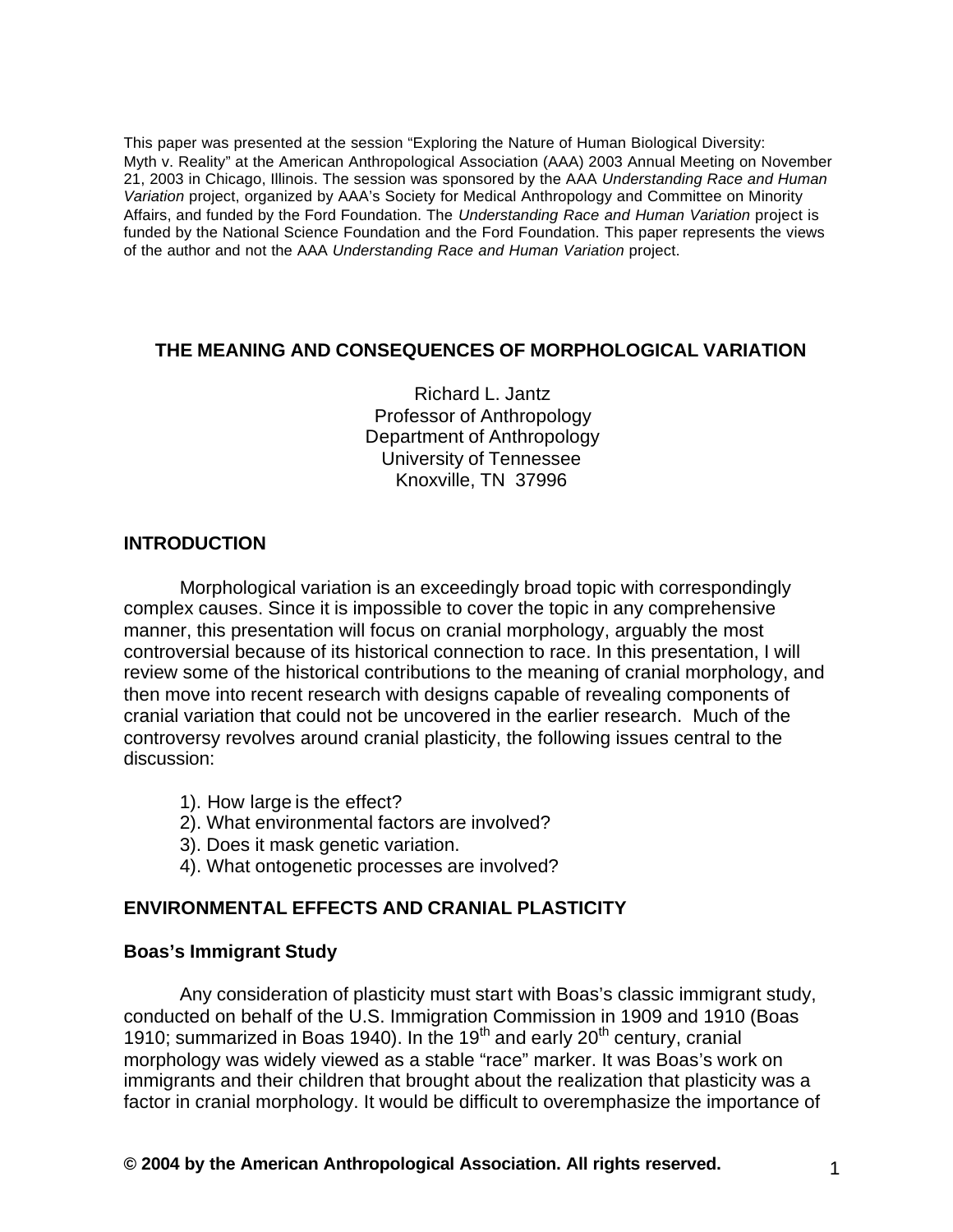This paper was presented at the session "Exploring the Nature of Human Biological Diversity: Myth v. Reality" at the American Anthropological Association (AAA) 2003 Annual Meeting on November 21, 2003 in Chicago, Illinois. The session was sponsored by the AAA *Understanding Race and Human Variation* project, organized by AAA's Society for Medical Anthropology and Committee on Minority Affairs, and funded by the Ford Foundation. The *Understanding Race and Human Variation* project is funded by the National Science Foundation and the Ford Foundation. This paper represents the views of the author and not the AAA *Understanding Race and Human Variation* project.

# THE MEANING AND CONSEQUENCES OF MORPHOLOGICAL VARIATION

Richard L. Jantz
Professor of Anthropology
Department of Anthropology
University of Tennessee
Knoxville, TN 37996

## INTRODUCTION

Morphological variation is an exceedingly broad topic with correspondingly complex causes. Since it is impossible to cover the topic in any comprehensive manner, this presentation will focus on cranial morphology, arguably the most controversial because of its historical connection to race. In this presentation, I will review some of the historical contributions to the meaning of cranial morphology, and then move into recent research with designs capable of revealing components of cranial variation that could not be uncovered in the earlier research. Much of the controversy revolves around cranial plasticity, the following issues central to the discussion:

1). How large is the effect?
2). What environmental factors are involved?
3). Does it mask genetic variation.
4). What ontogenetic processes are involved?

## ENVIRONMENTAL EFFECTS AND CRANIAL PLASTICITY

### Boas's Immigrant Study

Any consideration of plasticity must start with Boas's classic immigrant study, conducted on behalf of the U.S. Immigration Commission in 1909 and 1910 (Boas 1910; summarized in Boas 1940). In the 19th and early 20th century, cranial morphology was widely viewed as a stable "race" marker. It was Boas's work on immigrants and their children that brought about the realization that plasticity was a factor in cranial morphology. It would be difficult to overemphasize the importance of

**© 2004 by the American Anthropological Association. All rights reserved.**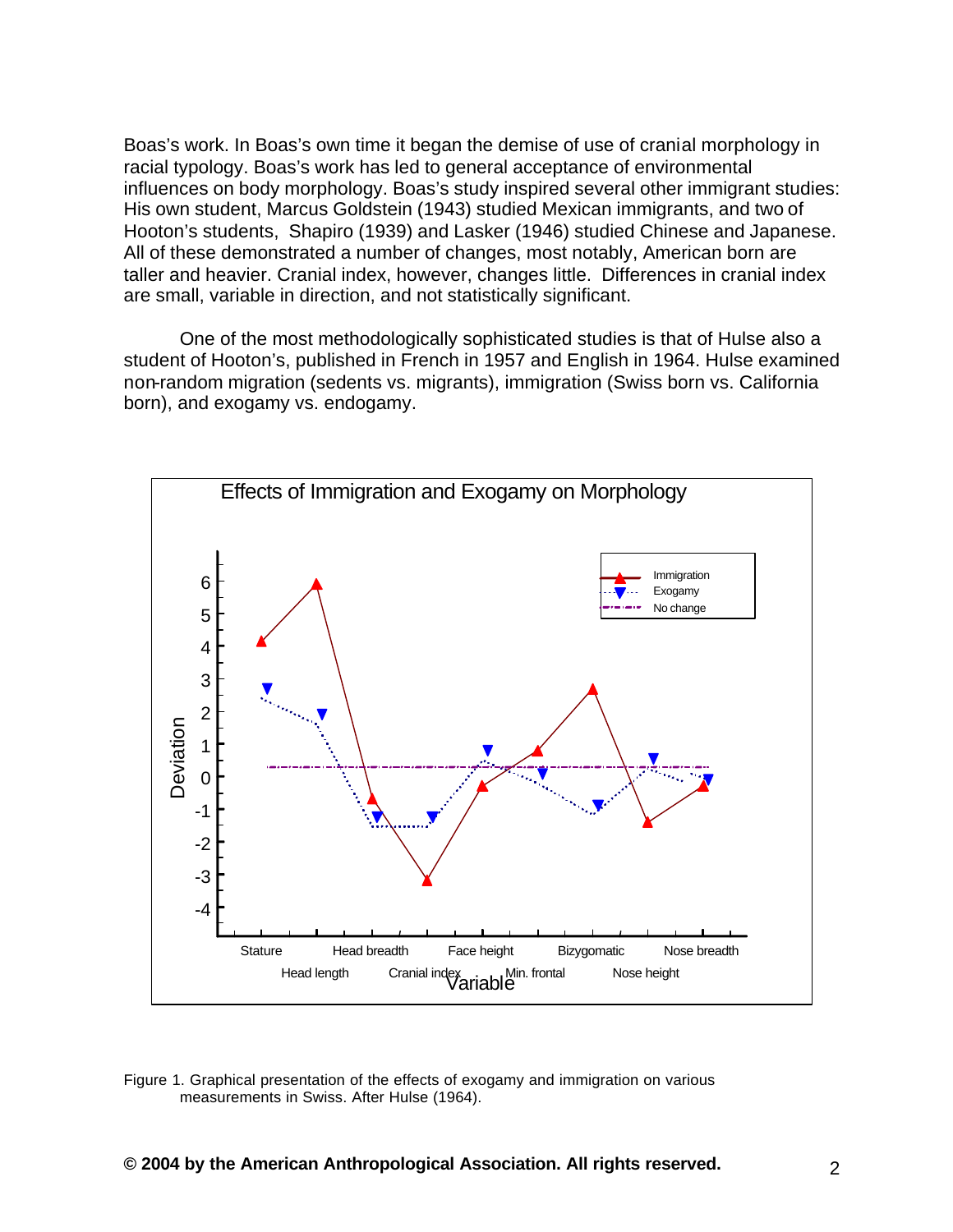Boas's work. In Boas's own time it began the demise of use of cranial morphology in racial typology. Boas's work has led to general acceptance of environmental influences on body morphology. Boas's study inspired several other immigrant studies: His own student, Marcus Goldstein (1943) studied Mexican immigrants, and two of Hooton's students, Shapiro (1939) and Lasker (1946) studied Chinese and Japanese. All of these demonstrated a number of changes, most notably, American born are taller and heavier. Cranial index, however, changes little. Differences in cranial index are small, variable in direction, and not statistically significant.

One of the most methodologically sophisticated studies is that of Hulse also a student of Hooton's, published in French in 1957 and English in 1964. Hulse examined non-random migration (sedents vs. migrants), immigration (Swiss born vs. California born), and exogamy vs. endogamy.

Effects of Immigration and Exogamy on Morphology

Immigration
Exogamy
No change

Deviation

6
5
4
3
2
1
0
-1
-2
-3
-4

Stature
Head length
Head breadth
Cranial index
Face height
Min. frontal
Bizygomatic
Nose height
Nose breadth

Variable

Figure 1. Graphical presentation of the effects of exogamy and immigration on various measurements in Swiss. After Hulse (1964).

**© 2004 by the American Anthropological Association. All rights reserved.**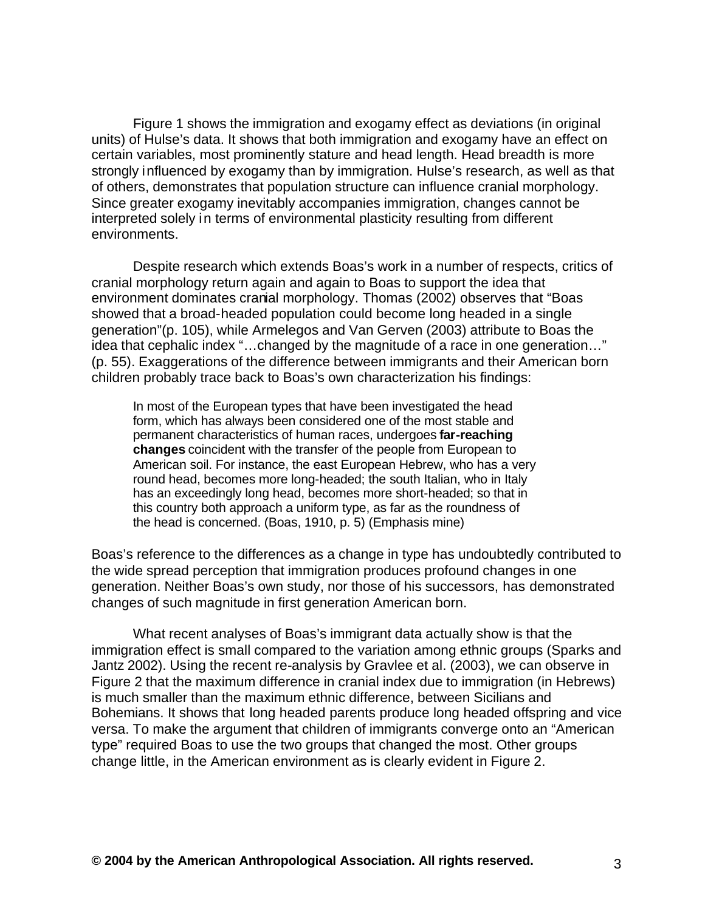Figure 1 shows the immigration and exogamy effect as deviations (in original units) of Hulse's data. It shows that both immigration and exogamy have an effect on certain variables, most prominently stature and head length. Head breadth is more strongly influenced by exogamy than by immigration. Hulse's research, as well as that of others, demonstrates that population structure can influence cranial morphology. Since greater exogamy inevitably accompanies immigration, changes cannot be interpreted solely in terms of environmental plasticity resulting from different environments.

Despite research which extends Boas's work in a number of respects, critics of cranial morphology return again and again to Boas to support the idea that environment dominates cranial morphology. Thomas (2002) observes that "Boas showed that a broad-headed population could become long headed in a single generation"(p. 105), while Armelegos and Van Gerven (2003) attribute to Boas the idea that cephalic index "…changed by the magnitude of a race in one generation…" (p. 55). Exaggerations of the difference between immigrants and their American born children probably trace back to Boas's own characterization his findings:

> In most of the European types that have been investigated the head form, which has always been considered one of the most stable and permanent characteristics of human races, undergoes **far-reaching changes** coincident with the transfer of the people from European to American soil. For instance, the east European Hebrew, who has a very round head, becomes more long-headed; the south Italian, who in Italy has an exceedingly long head, becomes more short-headed; so that in this country both approach a uniform type, as far as the roundness of the head is concerned. (Boas, 1910, p. 5) (Emphasis mine)

Boas's reference to the differences as a change in type has undoubtedly contributed to the wide spread perception that immigration produces profound changes in one generation. Neither Boas's own study, nor those of his successors, has demonstrated changes of such magnitude in first generation American born.

What recent analyses of Boas's immigrant data actually show is that the immigration effect is small compared to the variation among ethnic groups (Sparks and Jantz 2002). Using the recent re-analysis by Gravlee et al. (2003), we can observe in Figure 2 that the maximum difference in cranial index due to immigration (in Hebrews) is much smaller than the maximum ethnic difference, between Sicilians and Bohemians. It shows that long headed parents produce long headed offspring and vice versa. To make the argument that children of immigrants converge onto an "American type" required Boas to use the two groups that changed the most. Other groups change little, in the American environment as is clearly evident in Figure 2.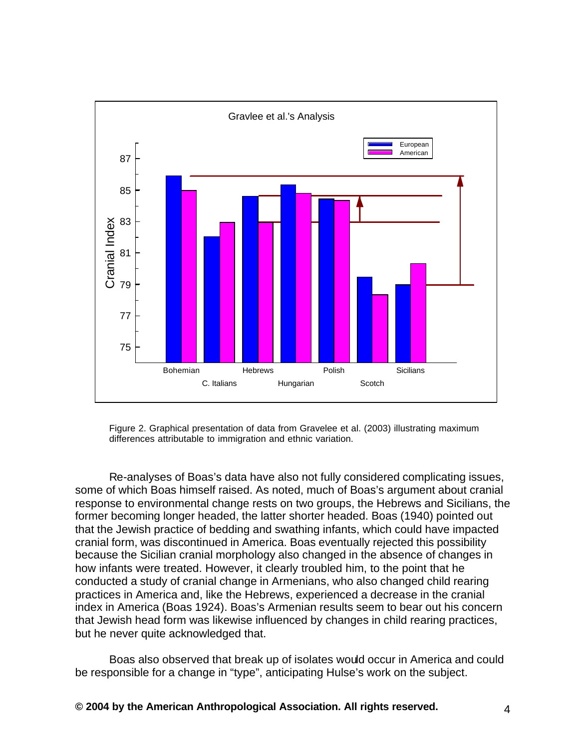Gravlee et al.'s Analysis

European
American

Cranial Index

87
85
83
81
79
77
75

Bohemian
C. Italians
Hebrews
Hungarian
Polish
Scotch
Sicilians

Figure 2. Graphical presentation of data from Gravelee et al. (2003) illustrating maximum differences attributable to immigration and ethnic variation.

Re-analyses of Boas's data have also not fully considered complicating issues, some of which Boas himself raised. As noted, much of Boas's argument about cranial response to environmental change rests on two groups, the Hebrews and Sicilians, the former becoming longer headed, the latter shorter headed. Boas (1940) pointed out that the Jewish practice of bedding and swathing infants, which could have impacted cranial form, was discontinued in America. Boas eventually rejected this possibility because the Sicilian cranial morphology also changed in the absence of changes in how infants were treated. However, it clearly troubled him, to the point that he conducted a study of cranial change in Armenians, who also changed child rearing practices in America and, like the Hebrews, experienced a decrease in the cranial index in America (Boas 1924). Boas's Armenian results seem to bear out his concern that Jewish head form was likewise influenced by changes in child rearing practices, but he never quite acknowledged that.

Boas also observed that break up of isolates would occur in America and could be responsible for a change in "type", anticipating Hulse's work on the subject.

**© 2004 by the American Anthropological Association. All rights reserved.**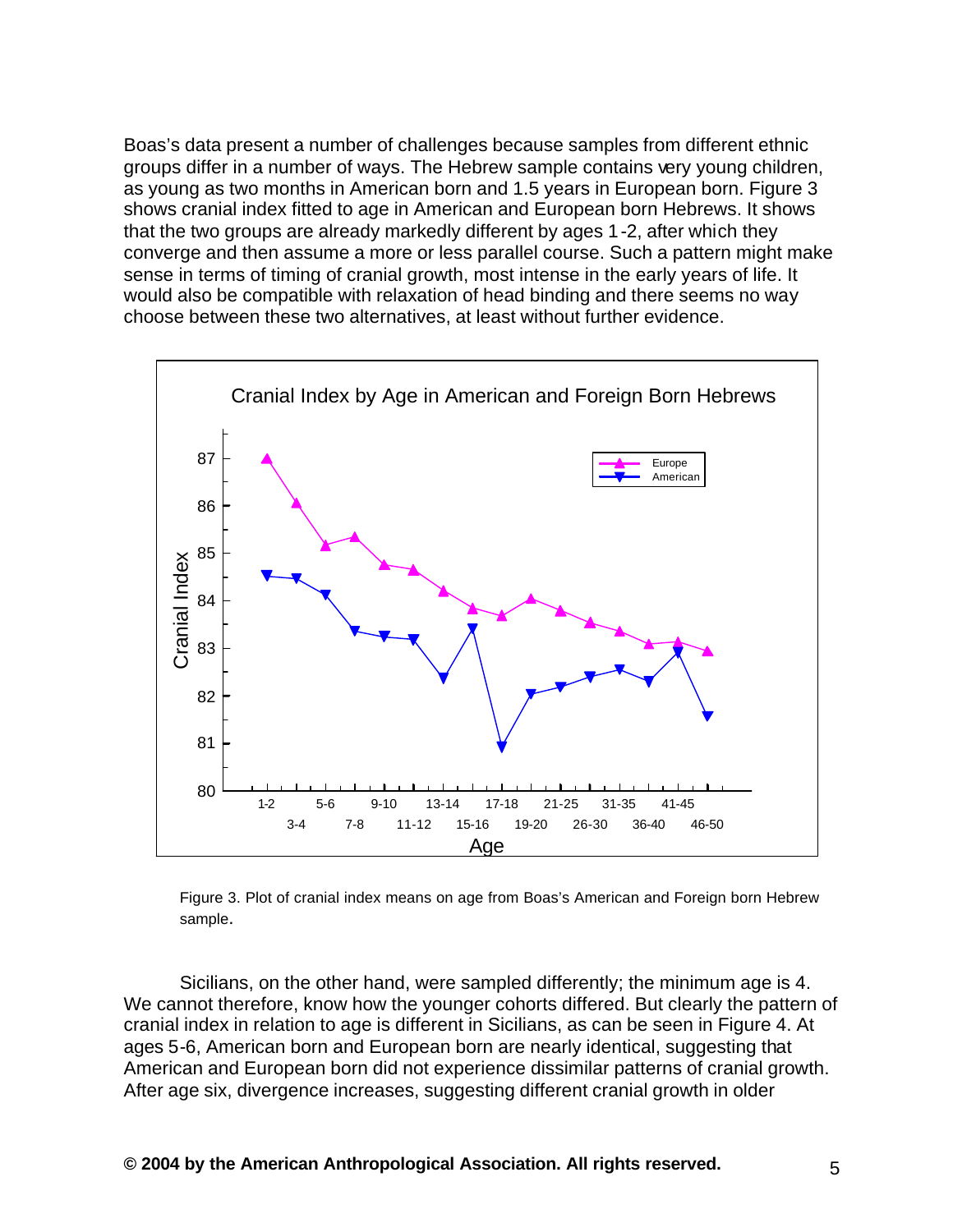Boas's data present a number of challenges because samples from different ethnic groups differ in a number of ways. The Hebrew sample contains very young children, as young as two months in American born and 1.5 years in European born. Figure 3 shows cranial index fitted to age in American and European born Hebrews. It shows that the two groups are already markedly different by ages 1-2, after which they converge and then assume a more or less parallel course. Such a pattern might make sense in terms of timing of cranial growth, most intense in the early years of life. It would also be compatible with relaxation of head binding and there seems no way choose between these two alternatives, at least without further evidence.

Cranial Index by Age in American and Foreign Born Hebrews

Europe
American

Cranial Index

87
86
85
84
83
82
81
80

Age

1-2
3-4
5-6
7-8
9-10
11-12
13-14
15-16
17-18
19-20
21-25
26-30
31-35
36-40
41-45
46-50

Figure 3. Plot of cranial index means on age from Boas's American and Foreign born Hebrew sample.

Sicilians, on the other hand, were sampled differently; the minimum age is 4. We cannot therefore, know how the younger cohorts differed. But clearly the pattern of cranial index in relation to age is different in Sicilians, as can be seen in Figure 4. At ages 5-6, American born and European born are nearly identical, suggesting that American and European born did not experience dissimilar patterns of cranial growth. After age six, divergence increases, suggesting different cranial growth in older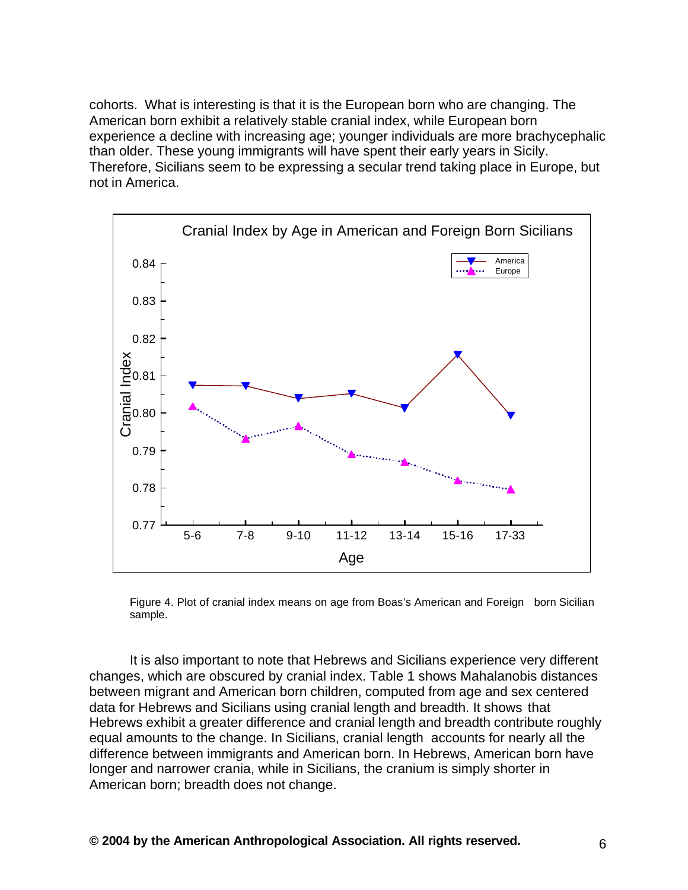cohorts. What is interesting is that it is the European born who are changing. The American born exhibit a relatively stable cranial index, while European born experience a decline with increasing age; younger individuals are more brachycephalic than older. These young immigrants will have spent their early years in Sicily. Therefore, Sicilians seem to be expressing a secular trend taking place in Europe, but not in America.

Cranial Index by Age in American and Foreign Born Sicilians

America
Europe

Cranial Index

0.84
0.83
0.82
0.81
0.80
0.79
0.78
0.77

Age

5-6
7-8
9-10
11-12
13-14
15-16
17-33

Figure 4. Plot of cranial index means on age from Boas's American and Foreign born Sicilian sample.

It is also important to note that Hebrews and Sicilians experience very different changes, which are obscured by cranial index. Table 1 shows Mahalanobis distances between migrant and American born children, computed from age and sex centered data for Hebrews and Sicilians using cranial length and breadth. It shows that Hebrews exhibit a greater difference and cranial length and breadth contribute roughly equal amounts to the change. In Sicilians, cranial length accounts for nearly all the difference between immigrants and American born. In Hebrews, American born have longer and narrower crania, while in Sicilians, the cranium is simply shorter in American born; breadth does not change.

**© 2004 by the American Anthropological Association. All rights reserved.**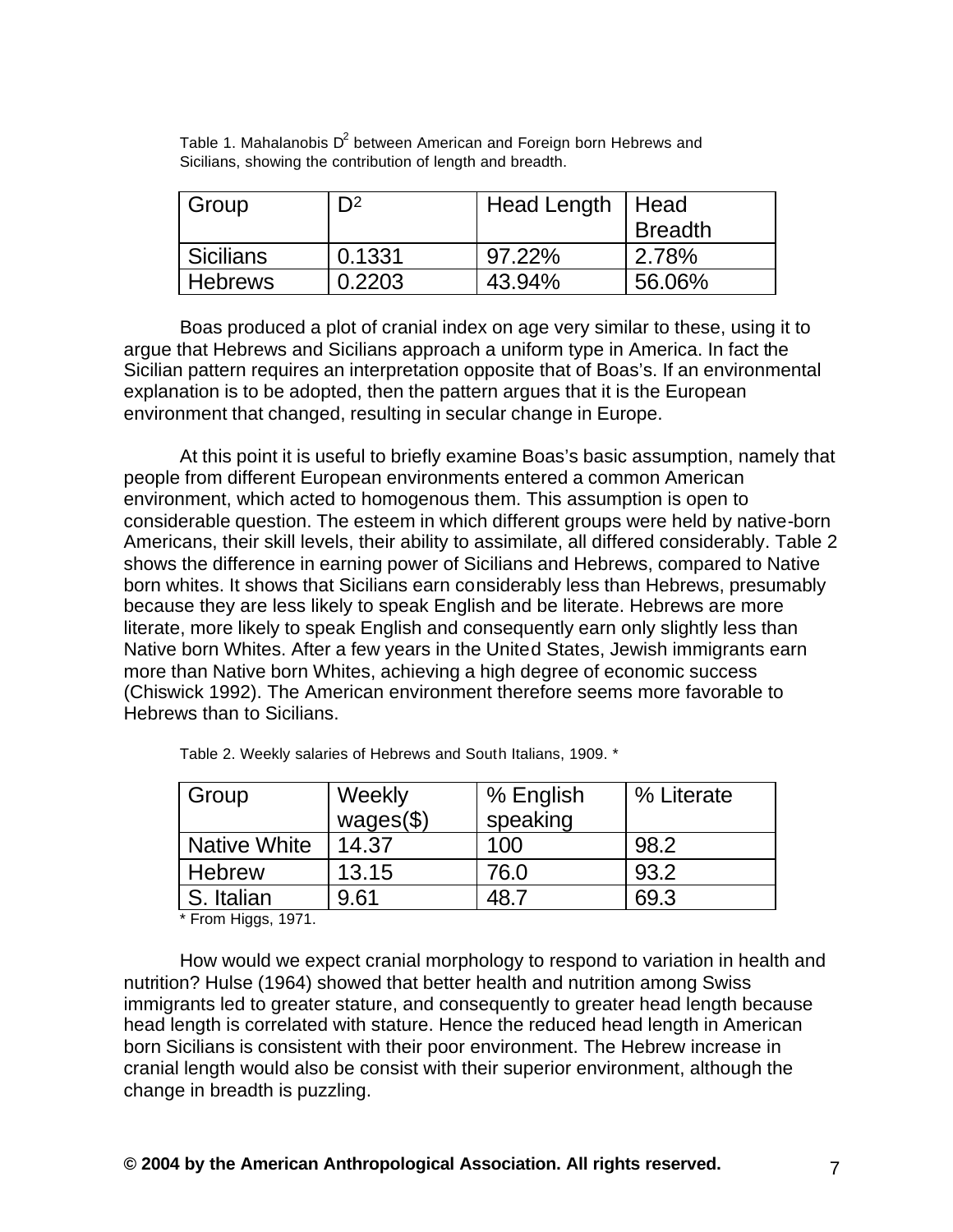Table 1. Mahalanobis $D^2$ between American and Foreign born Hebrews and Sicilians, showing the contribution of length and breadth.

| Group | $D^2$ | Head Length | Head Breadth |
|---|---|---|---|
| Sicilians | 0.1331 | 97.22% | 2.78% |
| Hebrews | 0.2203 | 43.94% | 56.06% |

Boas produced a plot of cranial index on age very similar to these, using it to argue that Hebrews and Sicilians approach a uniform type in America. In fact the Sicilian pattern requires an interpretation opposite that of Boas's. If an environmental explanation is to be adopted, then the pattern argues that it is the European environment that changed, resulting in secular change in Europe.

At this point it is useful to briefly examine Boas's basic assumption, namely that people from different European environments entered a common American environment, which acted to homogenous them. This assumption is open to considerable question. The esteem in which different groups were held by native-born Americans, their skill levels, their ability to assimilate, all differed considerably. Table 2 shows the difference in earning power of Sicilians and Hebrews, compared to Native born whites. It shows that Sicilians earn considerably less than Hebrews, presumably because they are less likely to speak English and be literate. Hebrews are more literate, more likely to speak English and consequently earn only slightly less than Native born Whites. After a few years in the United States, Jewish immigrants earn more than Native born Whites, achieving a high degree of economic success (Chiswick 1992). The American environment therefore seems more favorable to Hebrews than to Sicilians.

Table 2. Weekly salaries of Hebrews and South Italians, 1909. *

| Group | Weekly wages($) | % English speaking | % Literate |
|---|---|---|---|
| Native White | 14.37 | 100 | 98.2 |
| Hebrew | 13.15 | 76.0 | 93.2 |
| S. Italian | 9.61 | 48.7 | 69.3 |

\* From Higgs, 1971.

How would we expect cranial morphology to respond to variation in health and nutrition? Hulse (1964) showed that better health and nutrition among Swiss immigrants led to greater stature, and consequently to greater head length because head length is correlated with stature. Hence the reduced head length in American born Sicilians is consistent with their poor environment. The Hebrew increase in cranial length would also be consist with their superior environment, although the change in breadth is puzzling.

**© 2004 by the American Anthropological Association. All rights reserved.**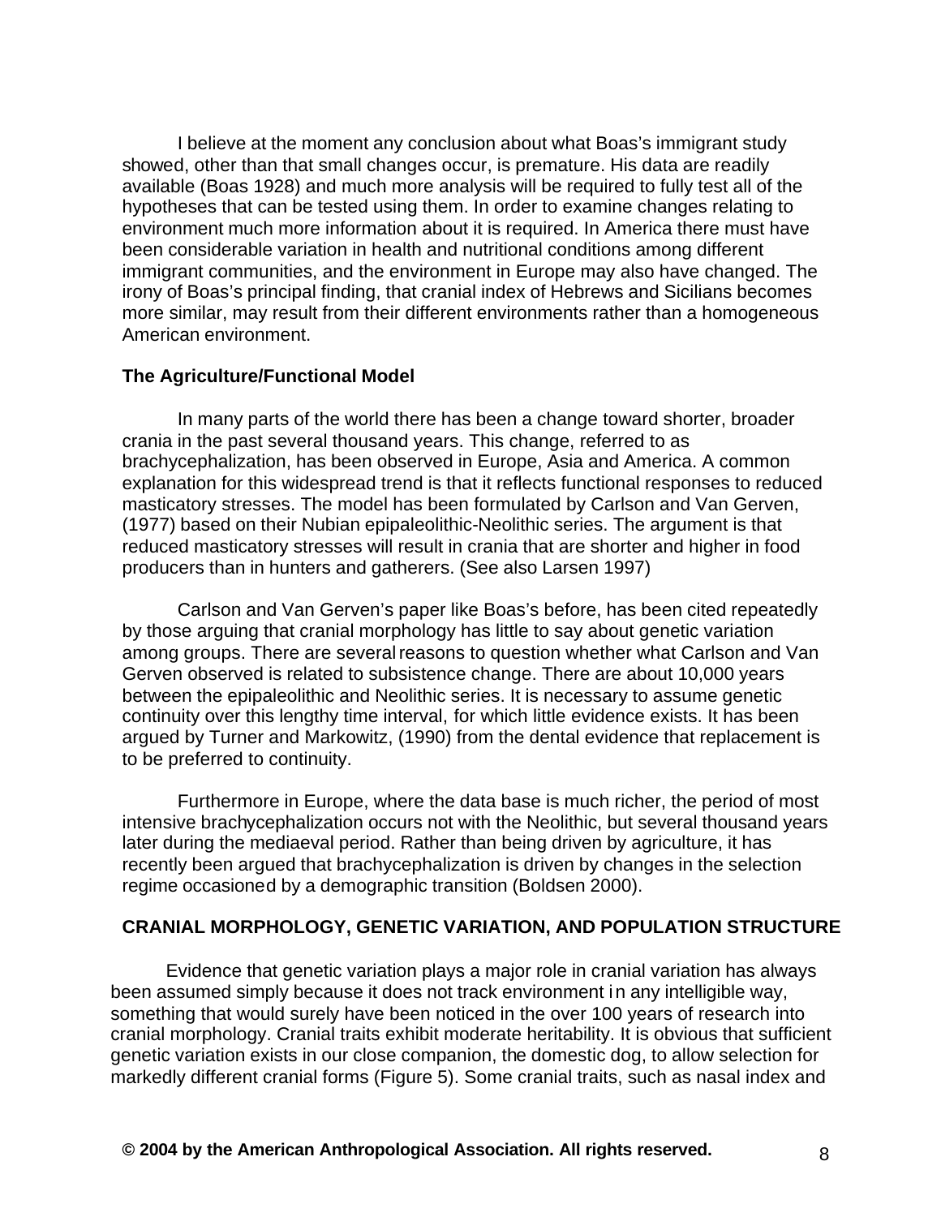I believe at the moment any conclusion about what Boas's immigrant study showed, other than that small changes occur, is premature. His data are readily available (Boas 1928) and much more analysis will be required to fully test all of the hypotheses that can be tested using them. In order to examine changes relating to environment much more information about it is required. In America there must have been considerable variation in health and nutritional conditions among different immigrant communities, and the environment in Europe may also have changed. The irony of Boas's principal finding, that cranial index of Hebrews and Sicilians becomes more similar, may result from their different environments rather than a homogeneous American environment.

### The Agriculture/Functional Model

In many parts of the world there has been a change toward shorter, broader crania in the past several thousand years. This change, referred to as brachycephalization, has been observed in Europe, Asia and America. A common explanation for this widespread trend is that it reflects functional responses to reduced masticatory stresses. The model has been formulated by Carlson and Van Gerven, (1977) based on their Nubian epipaleolithic-Neolithic series. The argument is that reduced masticatory stresses will result in crania that are shorter and higher in food producers than in hunters and gatherers. (See also Larsen 1997)

Carlson and Van Gerven's paper like Boas's before, has been cited repeatedly by those arguing that cranial morphology has little to say about genetic variation among groups. There are several reasons to question whether what Carlson and Van Gerven observed is related to subsistence change. There are about 10,000 years between the epipaleolithic and Neolithic series. It is necessary to assume genetic continuity over this lengthy time interval, for which little evidence exists. It has been argued by Turner and Markowitz, (1990) from the dental evidence that replacement is to be preferred to continuity.

Furthermore in Europe, where the data base is much richer, the period of most intensive brachycephalization occurs not with the Neolithic, but several thousand years later during the mediaeval period. Rather than being driven by agriculture, it has recently been argued that brachycephalization is driven by changes in the selection regime occasioned by a demographic transition (Boldsen 2000).

## CRANIAL MORPHOLOGY, GENETIC VARIATION, AND POPULATION STRUCTURE

Evidence that genetic variation plays a major role in cranial variation has always been assumed simply because it does not track environment in any intelligible way, something that would surely have been noticed in the over 100 years of research into cranial morphology. Cranial traits exhibit moderate heritability. It is obvious that sufficient genetic variation exists in our close companion, the domestic dog, to allow selection for markedly different cranial forms (Figure 5). Some cranial traits, such as nasal index and

© 2004 by the American Anthropological Association. All rights reserved.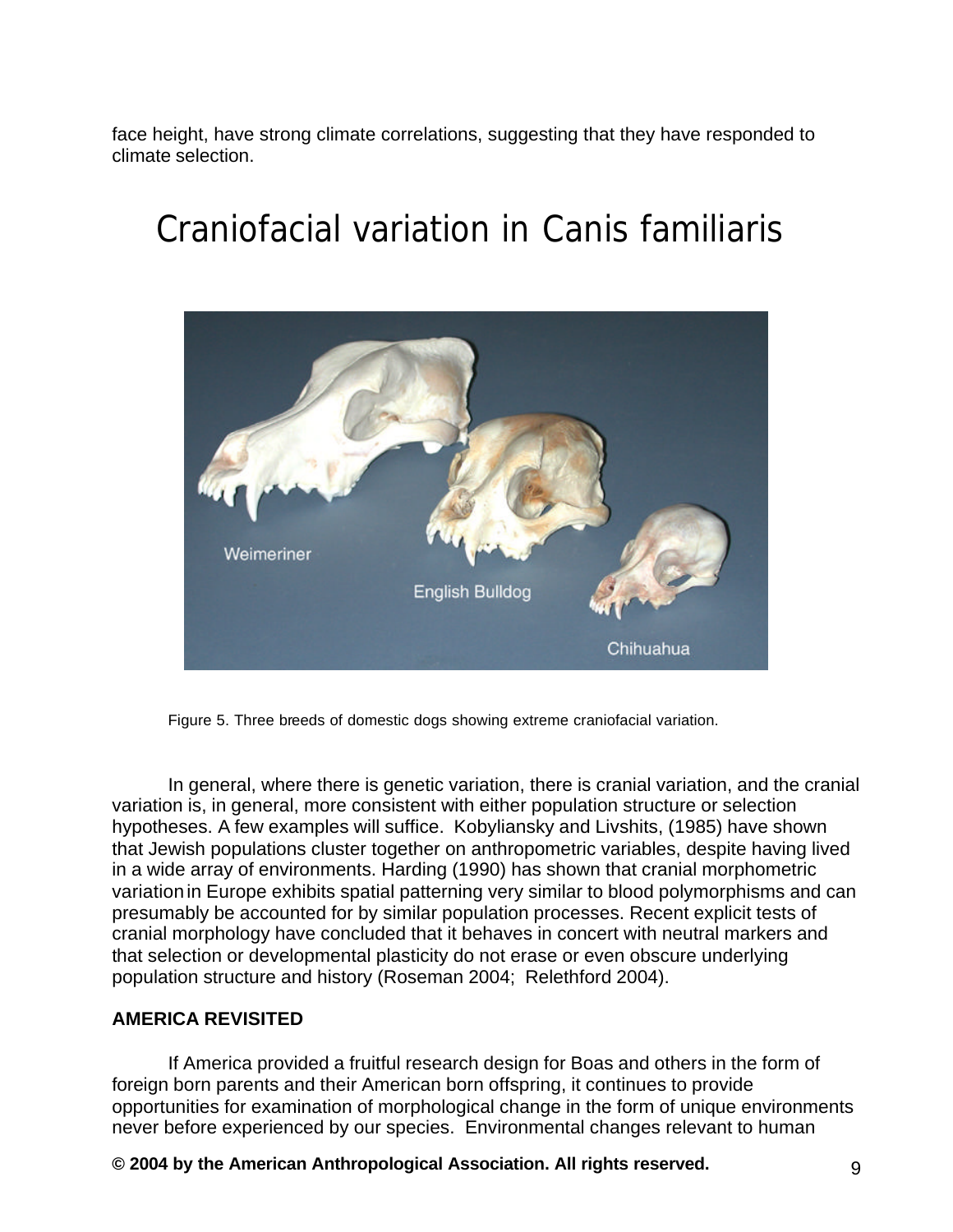face height, have strong climate correlations, suggesting that they have responded to climate selection.

Craniofacial variation in Canis familiaris

Weimeriner

English Bulldog

Chihuahua

Figure 5. Three breeds of domestic dogs showing extreme craniofacial variation.

In general, where there is genetic variation, there is cranial variation, and the cranial variation is, in general, more consistent with either population structure or selection hypotheses. A few examples will suffice. Kobyliansky and Livshits, (1985) have shown that Jewish populations cluster together on anthropometric variables, despite having lived in a wide array of environments. Harding (1990) has shown that cranial morphometric variation in Europe exhibits spatial patterning very similar to blood polymorphisms and can presumably be accounted for by similar population processes. Recent explicit tests of cranial morphology have concluded that it behaves in concert with neutral markers and that selection or developmental plasticity do not erase or even obscure underlying population structure and history (Roseman 2004; Relethford 2004).

**AMERICA REVISITED**

If America provided a fruitful research design for Boas and others in the form of foreign born parents and their American born offspring, it continues to provide opportunities for examination of morphological change in the form of unique environments never before experienced by our species. Environmental changes relevant to human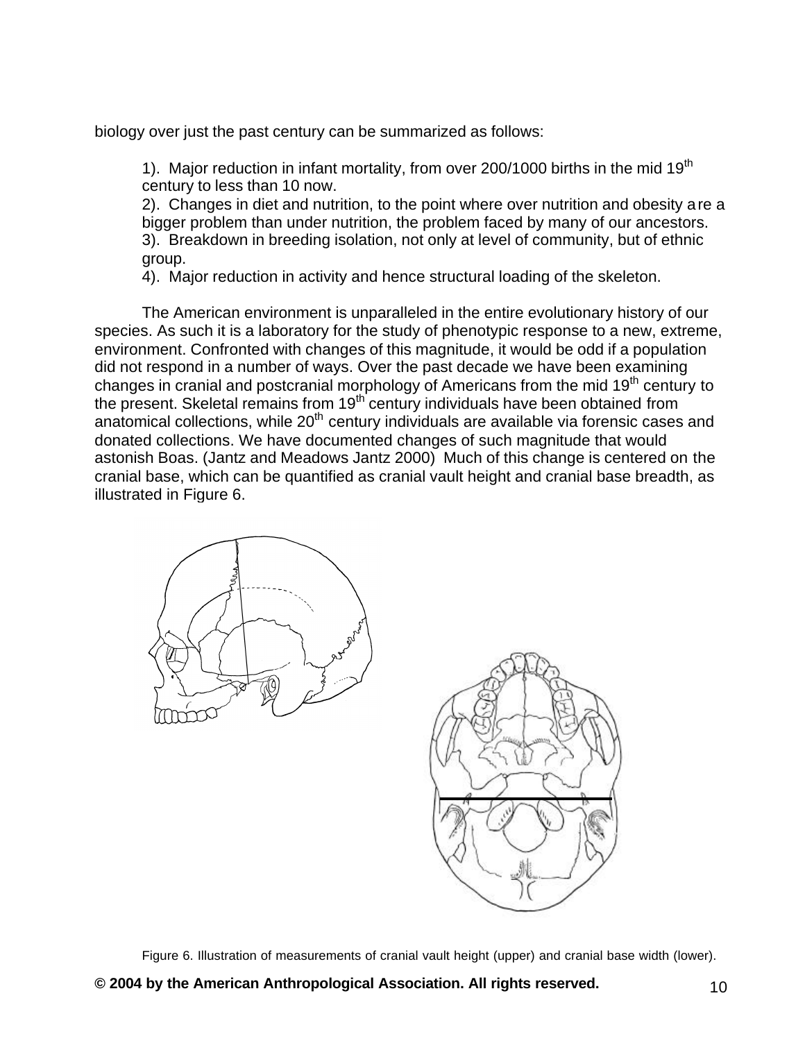biology over just the past century can be summarized as follows:

1). Major reduction in infant mortality, from over 200/1000 births in the mid 19th century to less than 10 now.
2). Changes in diet and nutrition, to the point where over nutrition and obesity are a bigger problem than under nutrition, the problem faced by many of our ancestors.
3). Breakdown in breeding isolation, not only at level of community, but of ethnic group.
4). Major reduction in activity and hence structural loading of the skeleton.

The American environment is unparalleled in the entire evolutionary history of our species. As such it is a laboratory for the study of phenotypic response to a new, extreme, environment. Confronted with changes of this magnitude, it would be odd if a population did not respond in a number of ways. Over the past decade we have been examining changes in cranial and postcranial morphology of Americans from the mid 19th century to the present. Skeletal remains from 19th century individuals have been obtained from anatomical collections, while 20th century individuals are available via forensic cases and donated collections. We have documented changes of such magnitude that would astonish Boas. (Jantz and Meadows Jantz 2000) Much of this change is centered on the cranial base, which can be quantified as cranial vault height and cranial base breadth, as illustrated in Figure 6.

Figure 6. Illustration of measurements of cranial vault height (upper) and cranial base width (lower).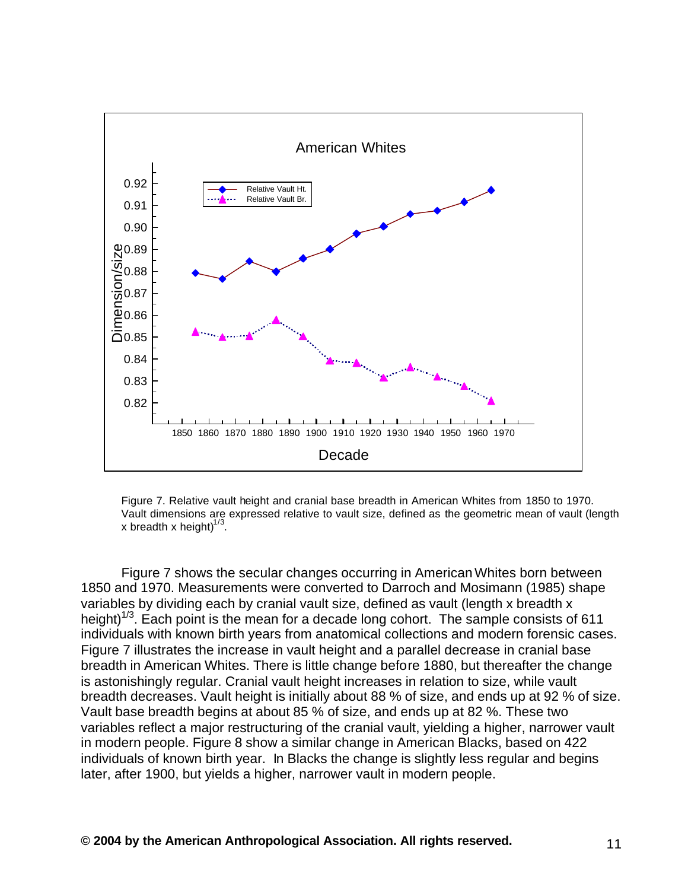American Whites

0.92
0.91
0.90
0.89
0.88
0.87
0.86
0.85
0.84
0.83
0.82

Dimension/size

Relative Vault Ht.
Relative Vault Br.

1850 1860 1870 1880 1890 1900 1910 1920 1930 1940 1950 1960 1970

Decade

Figure 7. Relative vault height and cranial base breadth in American Whites from 1850 to 1970. Vault dimensions are expressed relative to vault size, defined as the geometric mean of vault (length x breadth x height)$^{1/3}$.

Figure 7 shows the secular changes occurring in American Whites born between 1850 and 1970. Measurements were converted to Darroch and Mosimann (1985) shape variables by dividing each by cranial vault size, defined as vault (length x breadth x height)$^{1/3}$. Each point is the mean for a decade long cohort. The sample consists of 611 individuals with known birth years from anatomical collections and modern forensic cases. Figure 7 illustrates the increase in vault height and a parallel decrease in cranial base breadth in American Whites. There is little change before 1880, but thereafter the change is astonishingly regular. Cranial vault height increases in relation to size, while vault breadth decreases. Vault height is initially about 88 % of size, and ends up at 92 % of size. Vault base breadth begins at about 85 % of size, and ends up at 82 %. These two variables reflect a major restructuring of the cranial vault, yielding a higher, narrower vault in modern people. Figure 8 show a similar change in American Blacks, based on 422 individuals of known birth year. In Blacks the change is slightly less regular and begins later, after 1900, but yields a higher, narrower vault in modern people.

**© 2004 by the American Anthropological Association. All rights reserved.**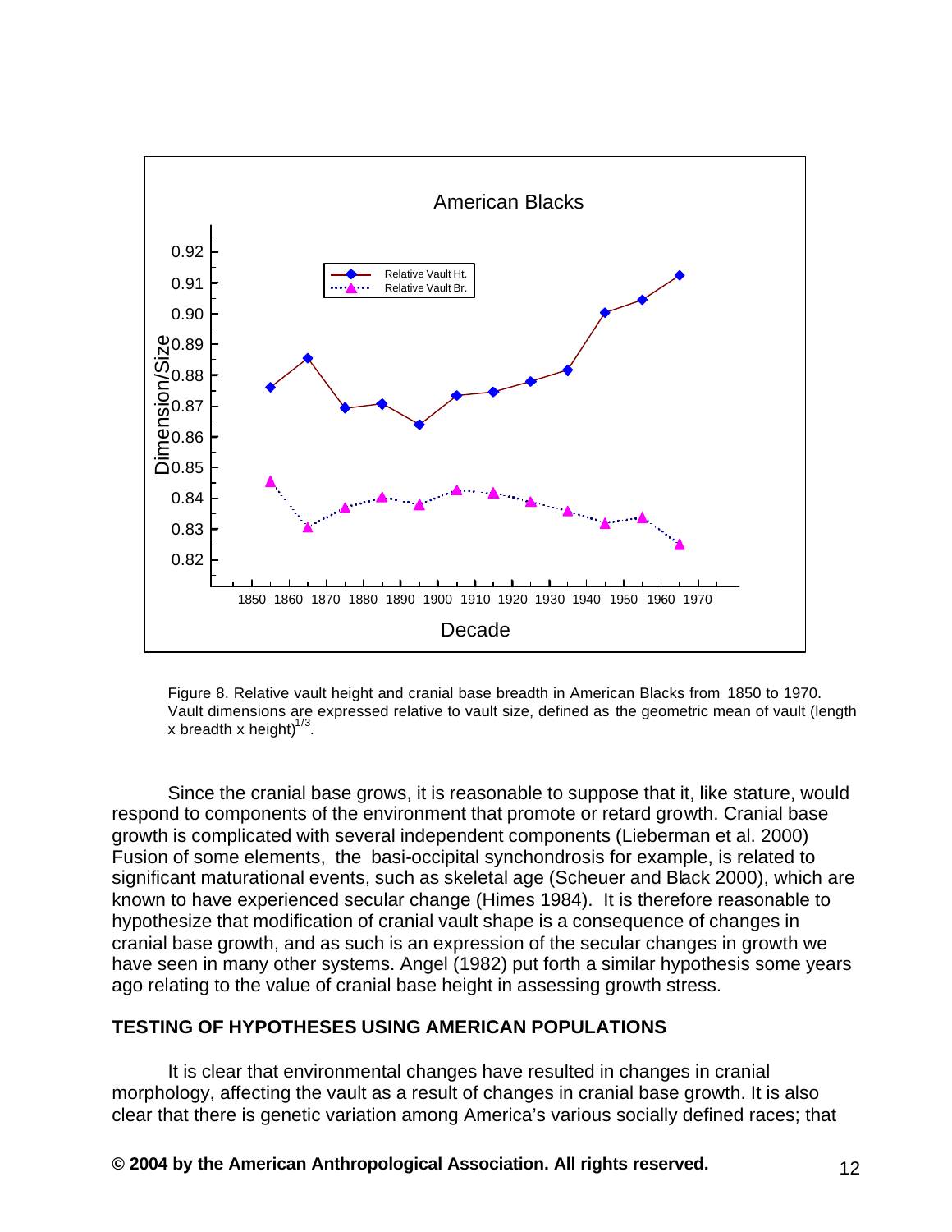American Blacks

Relative Vault Ht.
Relative Vault Br.

Dimension/Size

0.92
0.91
0.90
0.89
0.88
0.87
0.86
0.85
0.84
0.83
0.82

1850 1860 1870 1880 1890 1900 1910 1920 1930 1940 1950 1960 1970

Decade

Figure 8. Relative vault height and cranial base breadth in American Blacks from 1850 to 1970. Vault dimensions are expressed relative to vault size, defined as the geometric mean of vault (length x breadth x height)$^{1/3}$.

Since the cranial base grows, it is reasonable to suppose that it, like stature, would respond to components of the environment that promote or retard growth. Cranial base growth is complicated with several independent components (Lieberman et al. 2000) Fusion of some elements, the basi-occipital synchondrosis for example, is related to significant maturational events, such as skeletal age (Scheuer and Black 2000), which are known to have experienced secular change (Himes 1984). It is therefore reasonable to hypothesize that modification of cranial vault shape is a consequence of changes in cranial base growth, and as such is an expression of the secular changes in growth we have seen in many other systems. Angel (1982) put forth a similar hypothesis some years ago relating to the value of cranial base height in assessing growth stress.

## TESTING OF HYPOTHESES USING AMERICAN POPULATIONS

It is clear that environmental changes have resulted in changes in cranial morphology, affecting the vault as a result of changes in cranial base growth. It is also clear that there is genetic variation among America's various socially defined races; that

**© 2004 by the American Anthropological Association. All rights reserved.**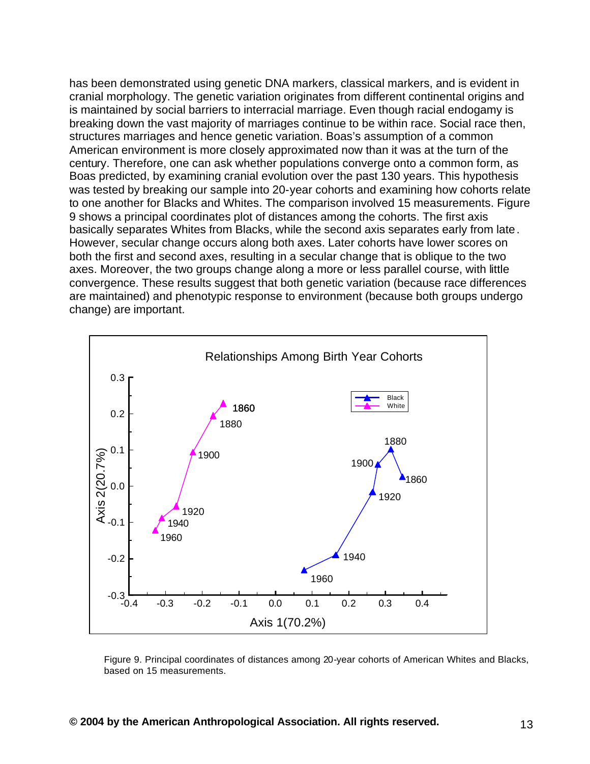has been demonstrated using genetic DNA markers, classical markers, and is evident in cranial morphology. The genetic variation originates from different continental origins and is maintained by social barriers to interracial marriage. Even though racial endogamy is breaking down the vast majority of marriages continue to be within race. Social race then, structures marriages and hence genetic variation. Boas's assumption of a common American environment is more closely approximated now than it was at the turn of the century. Therefore, one can ask whether populations converge onto a common form, as Boas predicted, by examining cranial evolution over the past 130 years. This hypothesis was tested by breaking our sample into 20-year cohorts and examining how cohorts relate to one another for Blacks and Whites. The comparison involved 15 measurements. Figure 9 shows a principal coordinates plot of distances among the cohorts. The first axis basically separates Whites from Blacks, while the second axis separates early from late. However, secular change occurs along both axes. Later cohorts have lower scores on both the first and second axes, resulting in a secular change that is oblique to the two axes. Moreover, the two groups change along a more or less parallel course, with little convergence. These results suggest that both genetic variation (because race differences are maintained) and phenotypic response to environment (because both groups undergo change) are important.

Relationships Among Birth Year Cohorts

Black
White

1860
1880
1900
1920
1940
1960

Axis 2(20.7%)

0.3
0.2
0.1
0.0
-0.1
-0.2
-0.3

-0.4 -0.3 -0.2 -0.1 0.0 0.1 0.2 0.3 0.4

Axis 1(70.2%)

Figure 9. Principal coordinates of distances among 20-year cohorts of American Whites and Blacks, based on 15 measurements.

**© 2004 by the American Anthropological Association. All rights reserved.**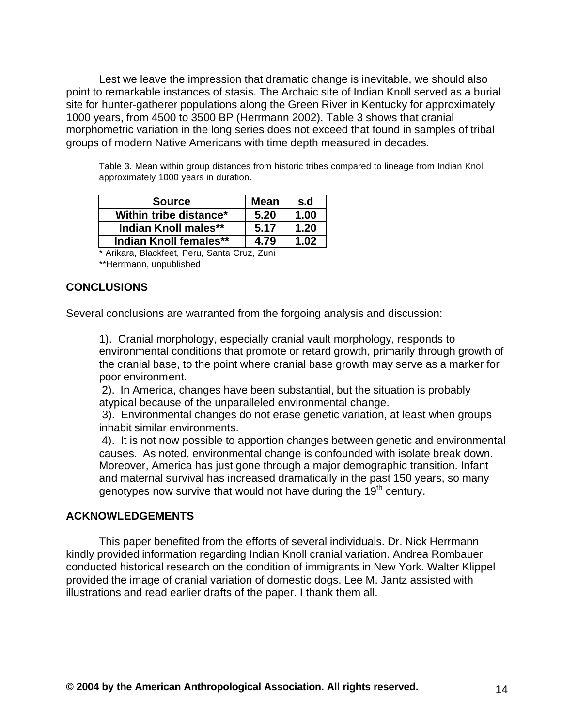Lest we leave the impression that dramatic change is inevitable, we should also point to remarkable instances of stasis. The Archaic site of Indian Knoll served as a burial site for hunter-gatherer populations along the Green River in Kentucky for approximately 1000 years, from 4500 to 3500 BP (Herrmann 2002). Table 3 shows that cranial morphometric variation in the long series does not exceed that found in samples of tribal groups of modern Native Americans with time depth measured in decades.

Table 3. Mean within group distances from historic tribes compared to lineage from Indian Knoll approximately 1000 years in duration.

| Source | Mean | s.d |
|---|---|---|
| Within tribe distance* | 5.20 | 1.00 |
| Indian Knoll males** | 5.17 | 1.20 |
| Indian Knoll females** | 4.79 | 1.02 |

* Arikara, Blackfeet, Peru, Santa Cruz, Zuni
**Herrmann, unpublished

## CONCLUSIONS

Several conclusions are warranted from the forgoing analysis and discussion:

1). Cranial morphology, especially cranial vault morphology, responds to environmental conditions that promote or retard growth, primarily through growth of the cranial base, to the point where cranial base growth may serve as a marker for poor environment.

2). In America, changes have been substantial, but the situation is probably atypical because of the unparalleled environmental change.

3). Environmental changes do not erase genetic variation, at least when groups inhabit similar environments.

4). It is not now possible to apportion changes between genetic and environmental causes. As noted, environmental change is confounded with isolate break down. Moreover, America has just gone through a major demographic transition. Infant and maternal survival has increased dramatically in the past 150 years, so many genotypes now survive that would not have during the 19th century.

## ACKNOWLEDGEMENTS

This paper benefited from the efforts of several individuals. Dr. Nick Herrmann kindly provided information regarding Indian Knoll cranial variation. Andrea Rombauer conducted historical research on the condition of immigrants in New York. Walter Klippel provided the image of cranial variation of domestic dogs. Lee M. Jantz assisted with illustrations and read earlier drafts of the paper. I thank them all.

**© 2004 by the American Anthropological Association. All rights reserved.**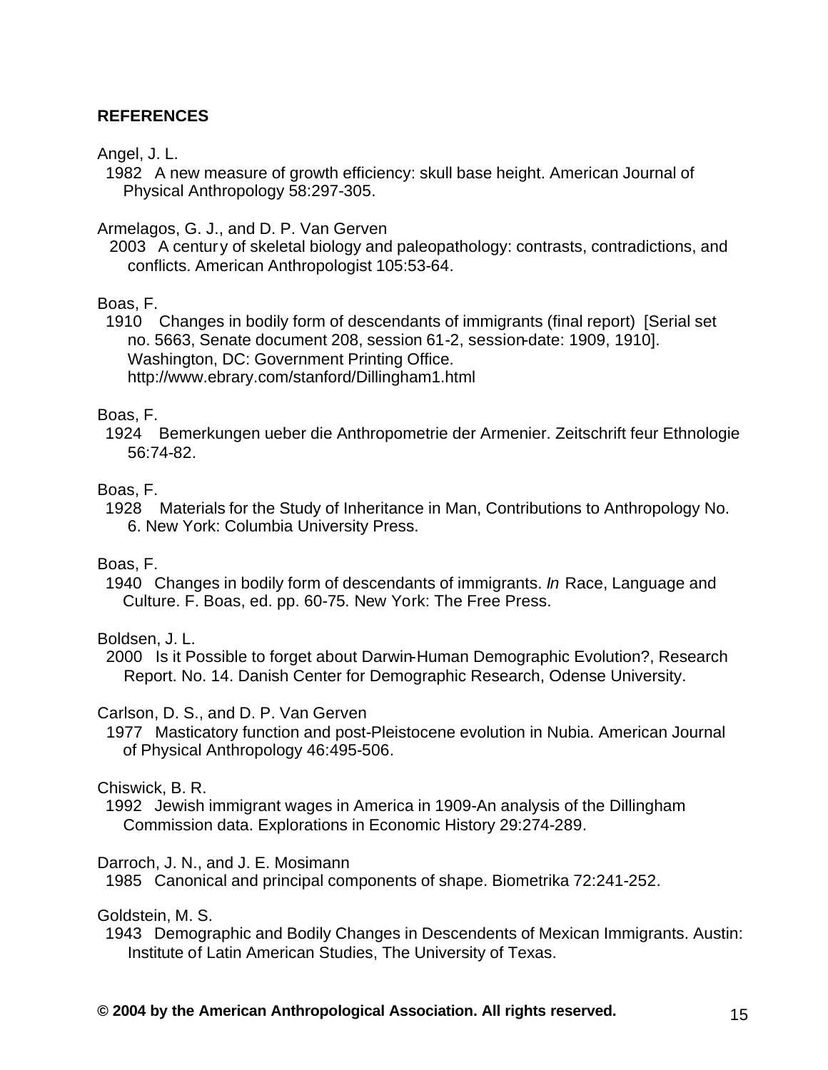**REFERENCES**

Angel, J. L.
1982 A new measure of growth efficiency: skull base height. American Journal of Physical Anthropology 58:297-305.

Armelagos, G. J., and D. P. Van Gerven
2003 A century of skeletal biology and paleopathology: contrasts, contradictions, and conflicts. American Anthropologist 105:53-64.

Boas, F.
1910 Changes in bodily form of descendants of immigrants (final report) [Serial set no. 5663, Senate document 208, session 61-2, session-date: 1909, 1910]. Washington, DC: Government Printing Office. http://www.ebrary.com/stanford/Dillingham1.html

Boas, F.
1924 Bemerkungen ueber die Anthropometrie der Armenier. Zeitschrift feur Ethnologie 56:74-82.

Boas, F.
1928 Materials for the Study of Inheritance in Man, Contributions to Anthropology No. 6. New York: Columbia University Press.

Boas, F.
1940 Changes in bodily form of descendants of immigrants. *In* Race, Language and Culture. F. Boas, ed. pp. 60-75. New York: The Free Press.

Boldsen, J. L.
2000 Is it Possible to forget about Darwin-Human Demographic Evolution?, Research Report. No. 14. Danish Center for Demographic Research, Odense University.

Carlson, D. S., and D. P. Van Gerven
1977 Masticatory function and post-Pleistocene evolution in Nubia. American Journal of Physical Anthropology 46:495-506.

Chiswick, B. R.
1992 Jewish immigrant wages in America in 1909-An analysis of the Dillingham Commission data. Explorations in Economic History 29:274-289.

Darroch, J. N., and J. E. Mosimann
1985 Canonical and principal components of shape. Biometrika 72:241-252.

Goldstein, M. S.
1943 Demographic and Bodily Changes in Descendents of Mexican Immigrants. Austin: Institute of Latin American Studies, The University of Texas.

**© 2004 by the American Anthropological Association. All rights reserved.**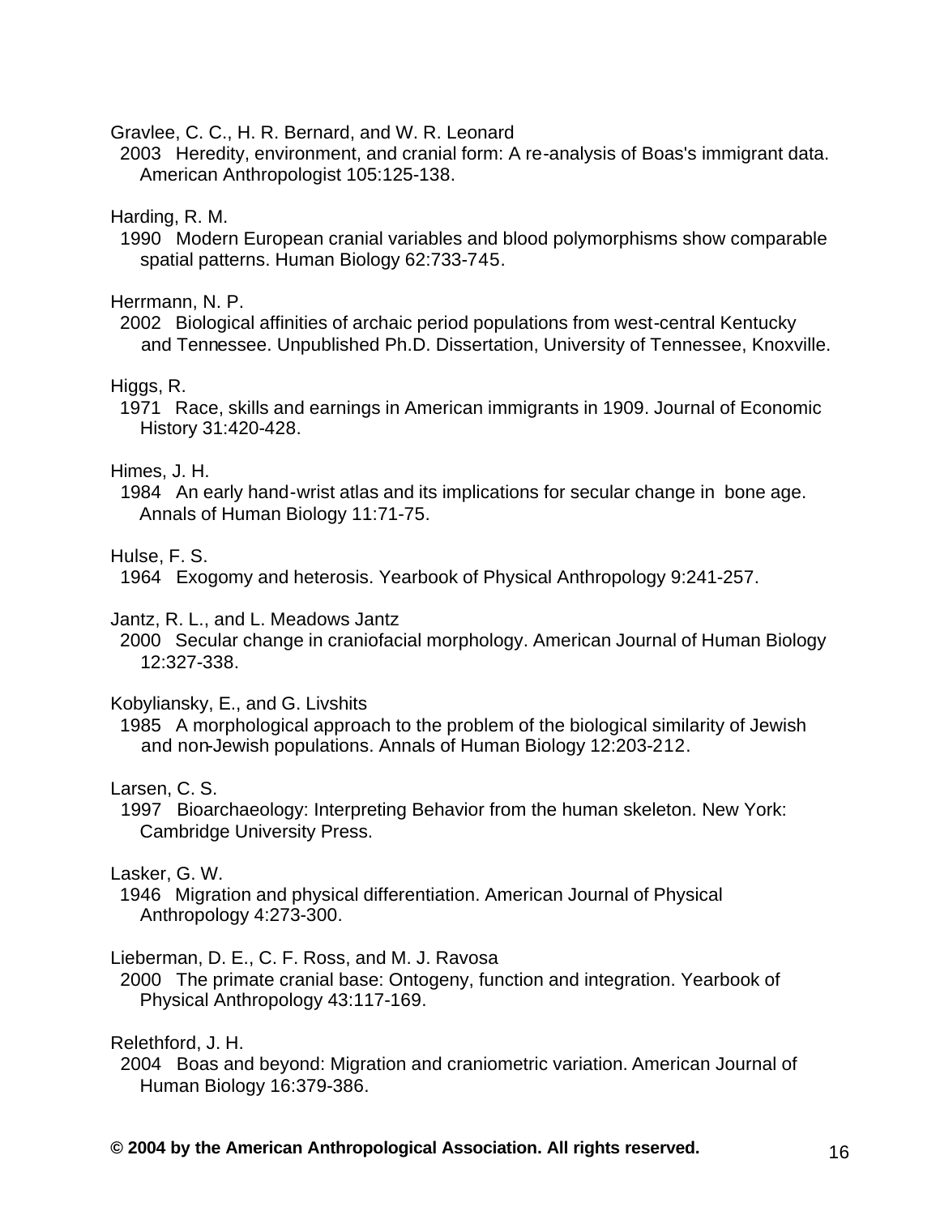Gravlee, C. C., H. R. Bernard, and W. R. Leonard
2003 Heredity, environment, and cranial form: A re-analysis of Boas's immigrant data. American Anthropologist 105:125-138.

Harding, R. M.
1990 Modern European cranial variables and blood polymorphisms show comparable spatial patterns. Human Biology 62:733-745.

Herrmann, N. P.
2002 Biological affinities of archaic period populations from west-central Kentucky and Tennessee. Unpublished Ph.D. Dissertation, University of Tennessee, Knoxville.

Higgs, R.
1971 Race, skills and earnings in American immigrants in 1909. Journal of Economic History 31:420-428.

Himes, J. H.
1984 An early hand-wrist atlas and its implications for secular change in bone age. Annals of Human Biology 11:71-75.

Hulse, F. S.
1964 Exogomy and heterosis. Yearbook of Physical Anthropology 9:241-257.

Jantz, R. L., and L. Meadows Jantz
2000 Secular change in craniofacial morphology. American Journal of Human Biology 12:327-338.

Kobyliansky, E., and G. Livshits
1985 A morphological approach to the problem of the biological similarity of Jewish and non-Jewish populations. Annals of Human Biology 12:203-212.

Larsen, C. S.
1997 Bioarchaeology: Interpreting Behavior from the human skeleton. New York: Cambridge University Press.

Lasker, G. W.
1946 Migration and physical differentiation. American Journal of Physical Anthropology 4:273-300.

Lieberman, D. E., C. F. Ross, and M. J. Ravosa
2000 The primate cranial base: Ontogeny, function and integration. Yearbook of Physical Anthropology 43:117-169.

Relethford, J. H.
2004 Boas and beyond: Migration and craniometric variation. American Journal of Human Biology 16:379-386.

**© 2004 by the American Anthropological Association. All rights reserved.**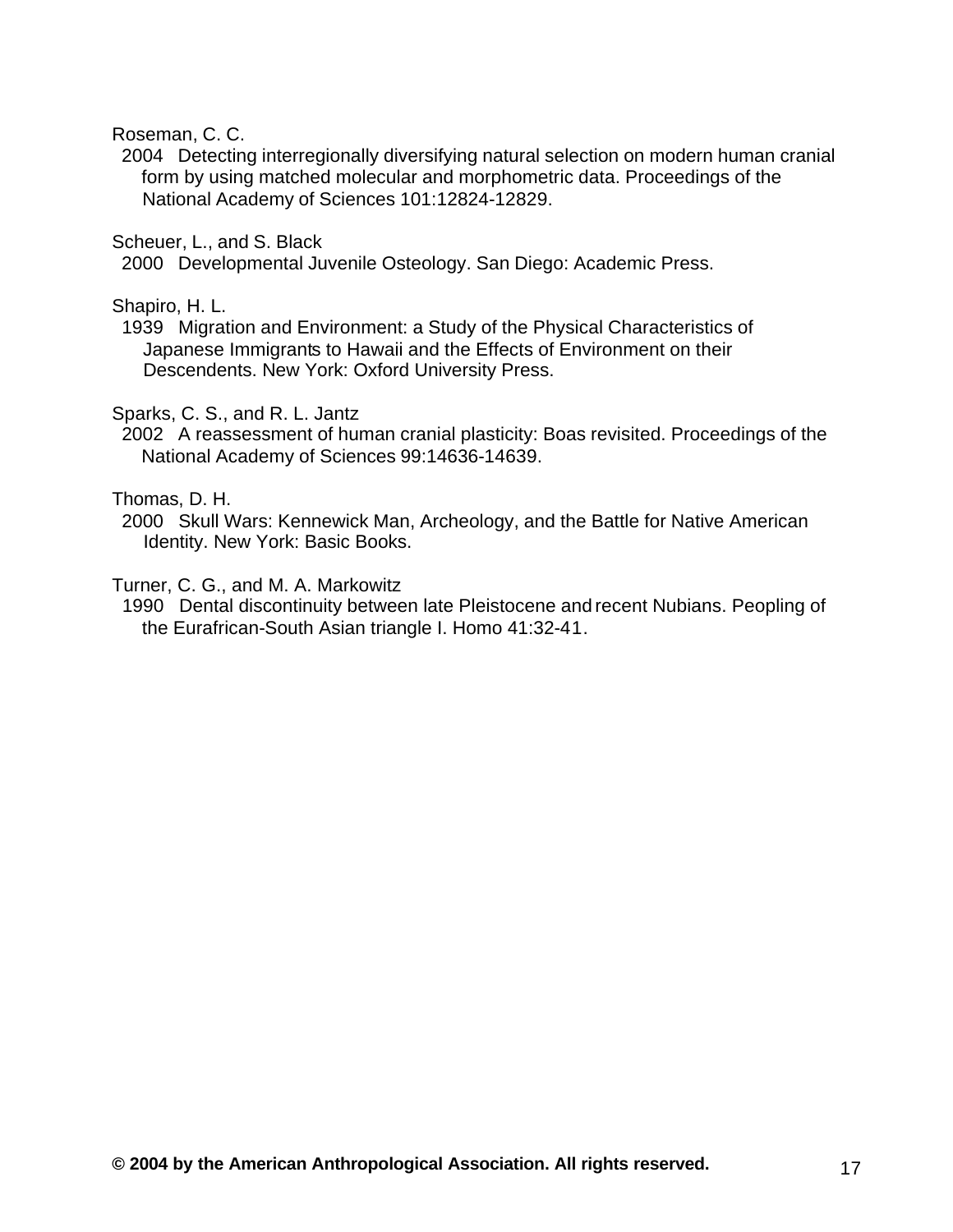Roseman, C. C.
2004 Detecting interregionally diversifying natural selection on modern human cranial form by using matched molecular and morphometric data. Proceedings of the National Academy of Sciences 101:12824-12829.

Scheuer, L., and S. Black
2000 Developmental Juvenile Osteology. San Diego: Academic Press.

Shapiro, H. L.
1939 Migration and Environment: a Study of the Physical Characteristics of Japanese Immigrants to Hawaii and the Effects of Environment on their Descendents. New York: Oxford University Press.

Sparks, C. S., and R. L. Jantz
2002 A reassessment of human cranial plasticity: Boas revisited. Proceedings of the National Academy of Sciences 99:14636-14639.

Thomas, D. H.
2000 Skull Wars: Kennewick Man, Archeology, and the Battle for Native American Identity. New York: Basic Books.

Turner, C. G., and M. A. Markowitz
1990 Dental discontinuity between late Pleistocene and recent Nubians. Peopling of the Eurafrican-South Asian triangle I. Homo 41:32-41.

**© 2004 by the American Anthropological Association. All rights reserved.**